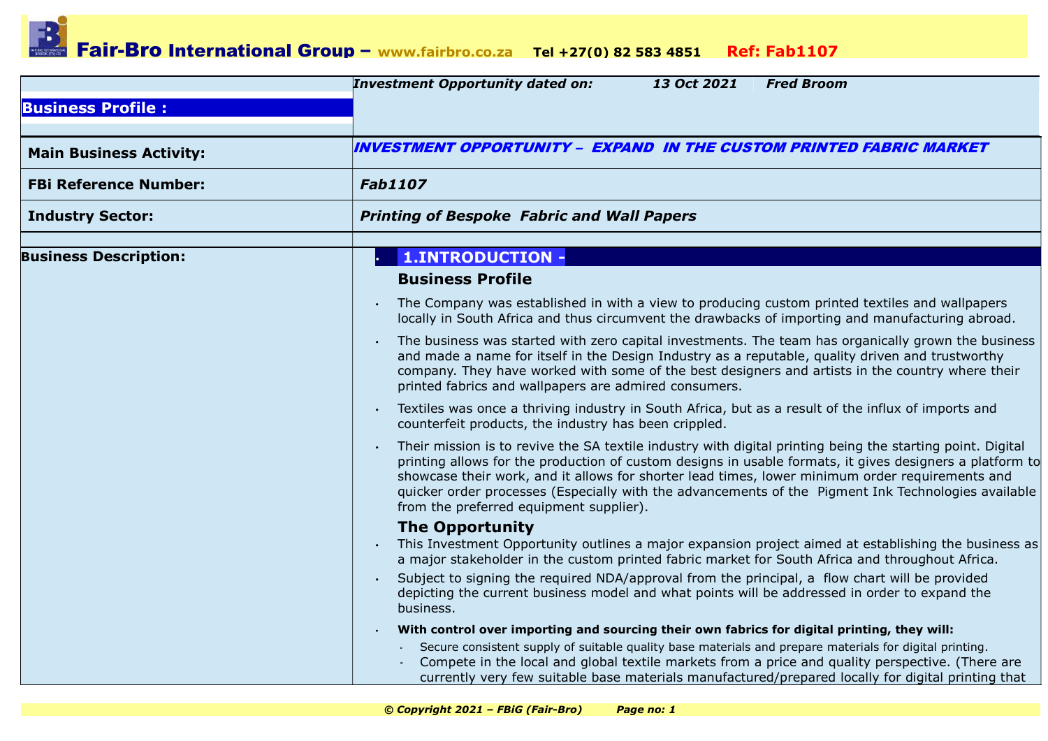# Fair-Bro International Group – www.fairbro.co.za Tel +27(0) 82 583 4851 Ref: Fab1107

| **Business Profile :** | *Investment Opportunity dated on: 13 Oct 2021 Fred Broom* |
|---|---|
| **Main Business Activity:** | ***INVESTMENT OPPORTUNITY – EXPAND IN THE CUSTOM PRINTED FABRIC MARKET*** |
| **FBi Reference Number:** | ***Fab1107*** |
| **Industry Sector:** | ***Printing of Bespoke Fabric and Wall Papers*** |

**Business Description:**

## 1.INTRODUCTION -

### Business Profile

- The Company was established in with a view to producing custom printed textiles and wallpapers locally in South Africa and thus circumvent the drawbacks of importing and manufacturing abroad.
- The business was started with zero capital investments. The team has organically grown the business and made a name for itself in the Design Industry as a reputable, quality driven and trustworthy company. They have worked with some of the best designers and artists in the country where their printed fabrics and wallpapers are admired consumers.
- Textiles was once a thriving industry in South Africa, but as a result of the influx of imports and counterfeit products, the industry has been crippled.
- Their mission is to revive the SA textile industry with digital printing being the starting point. Digital printing allows for the production of custom designs in usable formats, it gives designers a platform to showcase their work, and it allows for shorter lead times, lower minimum order requirements and quicker order processes (Especially with the advancements of the Pigment Ink Technologies available from the preferred equipment supplier).

### The Opportunity

- This Investment Opportunity outlines a major expansion project aimed at establishing the business as a major stakeholder in the custom printed fabric market for South Africa and throughout Africa.
- Subject to signing the required NDA/approval from the principal, a flow chart will be provided depicting the current business model and what points will be addressed in order to expand the business.
- **With control over importing and sourcing their own fabrics for digital printing, they will:**
  - Secure consistent supply of suitable quality base materials and prepare materials for digital printing.
  - Compete in the local and global textile markets from a price and quality perspective. (There are currently very few suitable base materials manufactured/prepared locally for digital printing that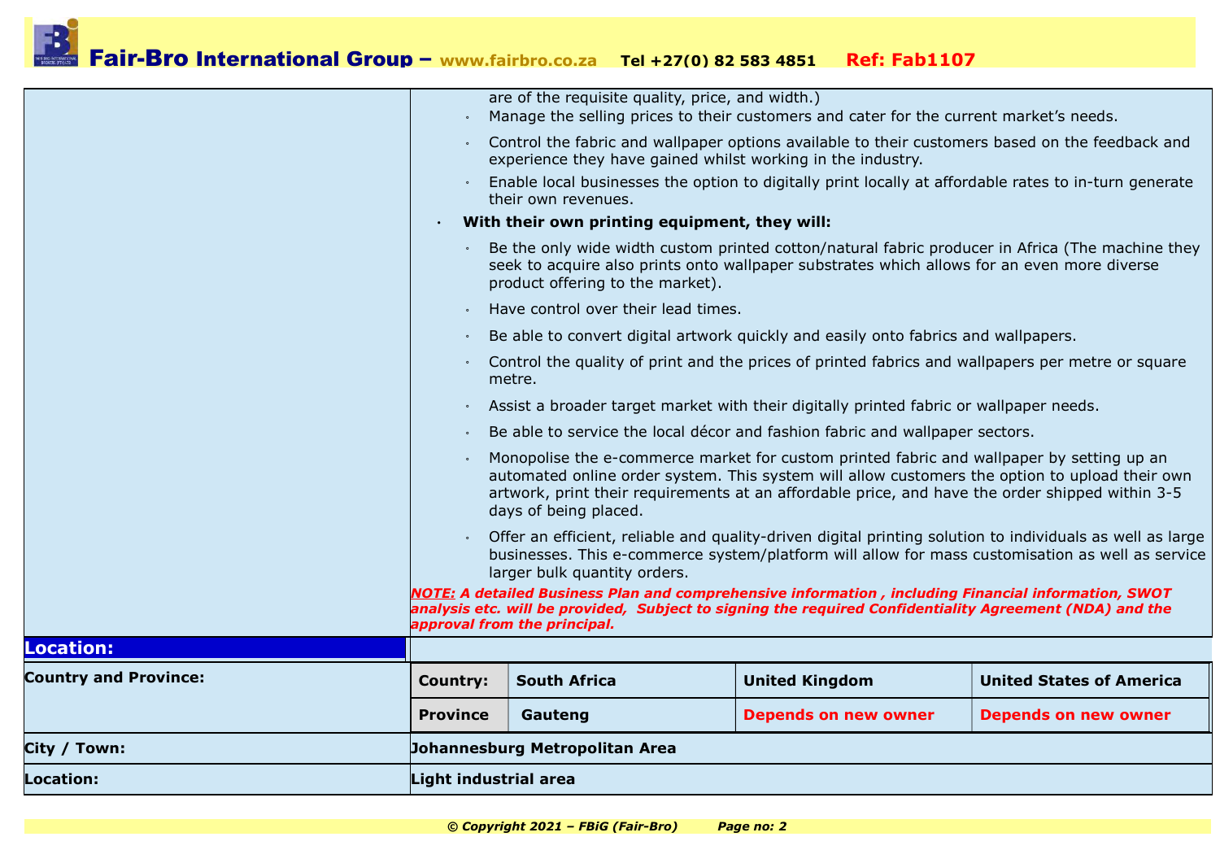are of the requisite quality, price, and width.)

  - Manage the selling prices to their customers and cater for the current market's needs.
  - Control the fabric and wallpaper options available to their customers based on the feedback and experience they have gained whilst working in the industry.
  - Enable local businesses the option to digitally print locally at affordable rates to in-turn generate their own revenues.

- **With their own printing equipment, they will:**
  - Be the only wide width custom printed cotton/natural fabric producer in Africa (The machine they seek to acquire also prints onto wallpaper substrates which allows for an even more diverse product offering to the market).
  - Have control over their lead times.
  - Be able to convert digital artwork quickly and easily onto fabrics and wallpapers.
  - Control the quality of print and the prices of printed fabrics and wallpapers per metre or square metre.
  - Assist a broader target market with their digitally printed fabric or wallpaper needs.
  - Be able to service the local décor and fashion fabric and wallpaper sectors.
  - Monopolise the e-commerce market for custom printed fabric and wallpaper by setting up an automated online order system. This system will allow customers the option to upload their own artwork, print their requirements at an affordable price, and have the order shipped within 3-5 days of being placed.
  - Offer an efficient, reliable and quality-driven digital printing solution to individuals as well as large businesses. This e-commerce system/platform will allow for mass customisation as well as service larger bulk quantity orders.

***NOTE:* A detailed Business Plan and comprehensive information , including Financial information, SWOT analysis etc. will be provided, Subject to signing the required Confidentiality Agreement (NDA) and the approval from the principal.**

## Location:

| Country and Province: | | | | |
|---|---|---|---|---|
| | **Country:** | **South Africa** | **United Kingdom** | **United States of America** |
| | **Province** | **Gauteng** | **Depends on new owner** | **Depends on new owner** |

| | |
|---|---|
| **City / Town:** | **Johannesburg Metropolitan Area** |
| **Location:** | **Light industrial area** |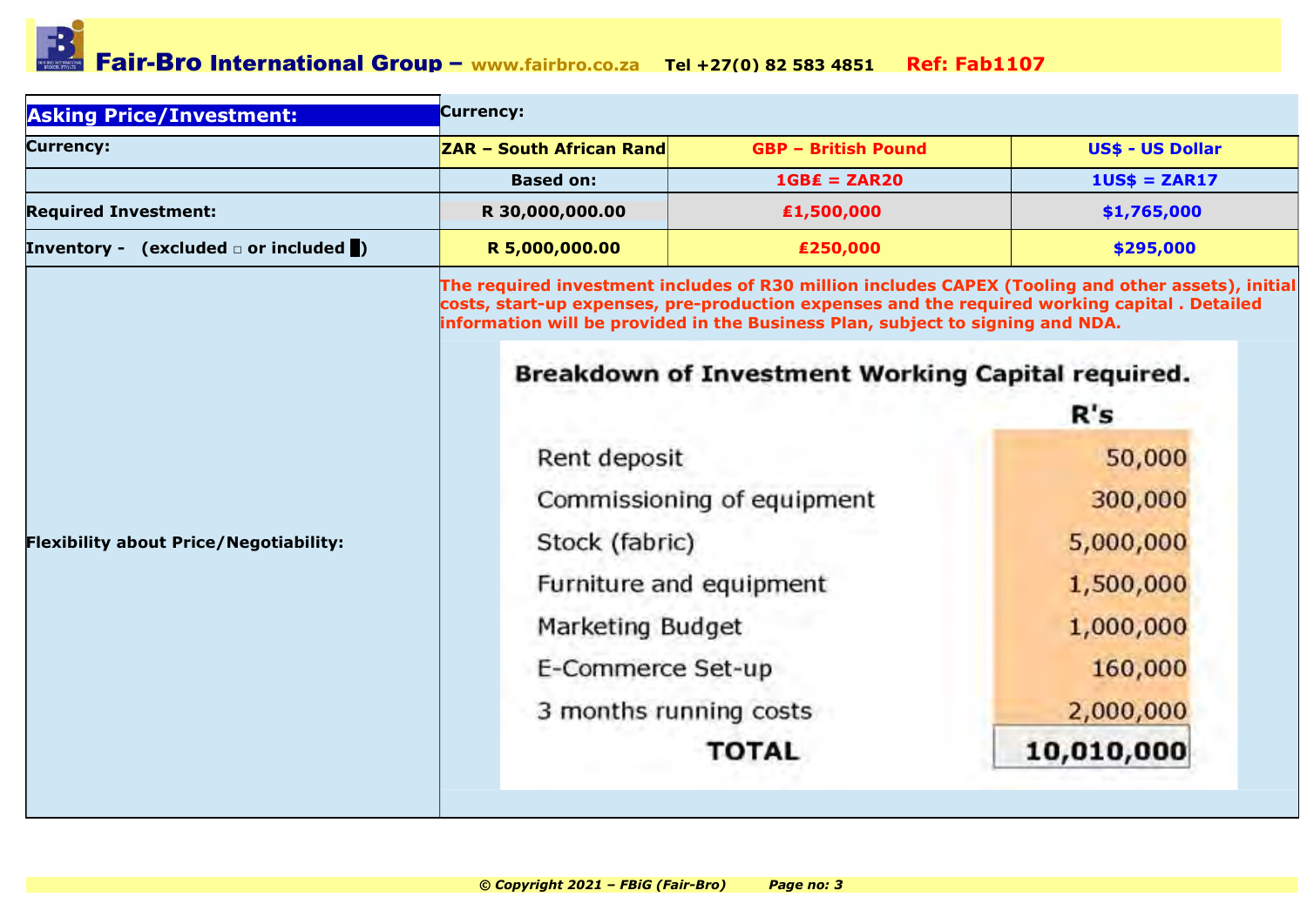| **Asking Price/Investment:** | **Currency:** | | |
|---|---|---|---|
| **Currency:** | **ZAR – South African Rand** | **GBP – British Pound** | **US$ - US Dollar** |
| | **Based on:** | **1GB£ = ZAR20** | **1US$ = ZAR17** |
| **Required Investment:** | **R 30,000,000.00** | **£1,500,000** | **$1,765,000** |
| **Inventory - (excluded □ or included █)** | **R 5,000,000.00** | **£250,000** | **$295,000** |
| **Flexibility about Price/Negotiability:** | **The required investment includes of R30 million includes CAPEX (Tooling and other assets), initial costs, start-up expenses, pre-production expenses and the required working capital . Detailed information will be provided in the Business Plan, subject to signing and NDA.** | | |

**Breakdown of Investment Working Capital required.**

| | **R's** |
|---|---|
| Rent deposit | 50,000 |
| Commissioning of equipment | 300,000 |
| Stock (fabric) | 5,000,000 |
| Furniture and equipment | 1,500,000 |
| Marketing Budget | 1,000,000 |
| E-Commerce Set-up | 160,000 |
| 3 months running costs | 2,000,000 |
| **TOTAL** | **10,010,000** |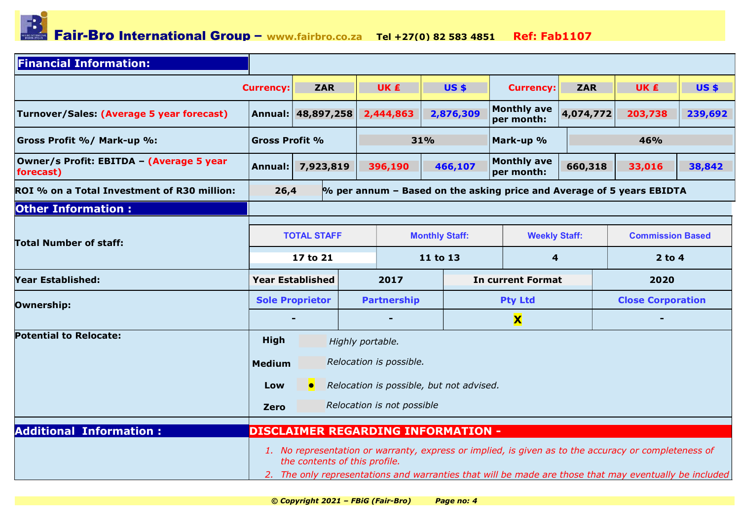## Financial Information:

| Currency: | ZAR | UK £ | US $ | Currency: | ZAR | UK £ | US $ |
|---|---|---|---|---|---|---|---|
| **Turnover/Sales: (Average 5 year forecast)** — Annual: | 48,897,258 | 2,444,863 | 2,876,309 | Monthly ave per month: | 4,074,772 | 203,738 | 239,692 |
| **Gross Profit %/ Mark-up %:** — Gross Profit % | 31% | | | Mark-up % | 46% | | |
| **Owner/s Profit: EBITDA – (Average 5 year forecast)** — Annual: | 7,923,819 | 396,190 | 466,107 | Monthly ave per month: | 660,318 | 33,016 | 38,842 |

**ROI % on a Total Investment of R30 million:** 26,4 % per annum – Based on the asking price and Average of 5 years EBIDTA

## Other Information :

**Total Number of staff:**

| TOTAL STAFF | Monthly Staff: | Weekly Staff: | Commission Based |
|---|---|---|---|
| 17 to 21 | 11 to 13 | 4 | 2 to 4 |

**Year Established:**

| Year Established | 2017 | In current Format | 2020 |
|---|---|---|---|

**Ownership:**

| Sole Proprietor | Partnership | Pty Ltd | Close Corporation |
|---|---|---|---|
| - | - | X | - |

**Potential to Relocate:**

| | | |
|---|---|---|
| High | | *Highly portable.* |
| Medium | | *Relocation is possible.* |
| Low | ● | *Relocation is possible, but not advised.* |
| Zero | | *Relocation is not possible* |

## Additional Information :

**DISCLAIMER REGARDING INFORMATION -**

1. *No representation or warranty, express or implied, is given as to the accuracy or completeness of the contents of this profile.*
2. *The only representations and warranties that will be made are those that may eventually be included*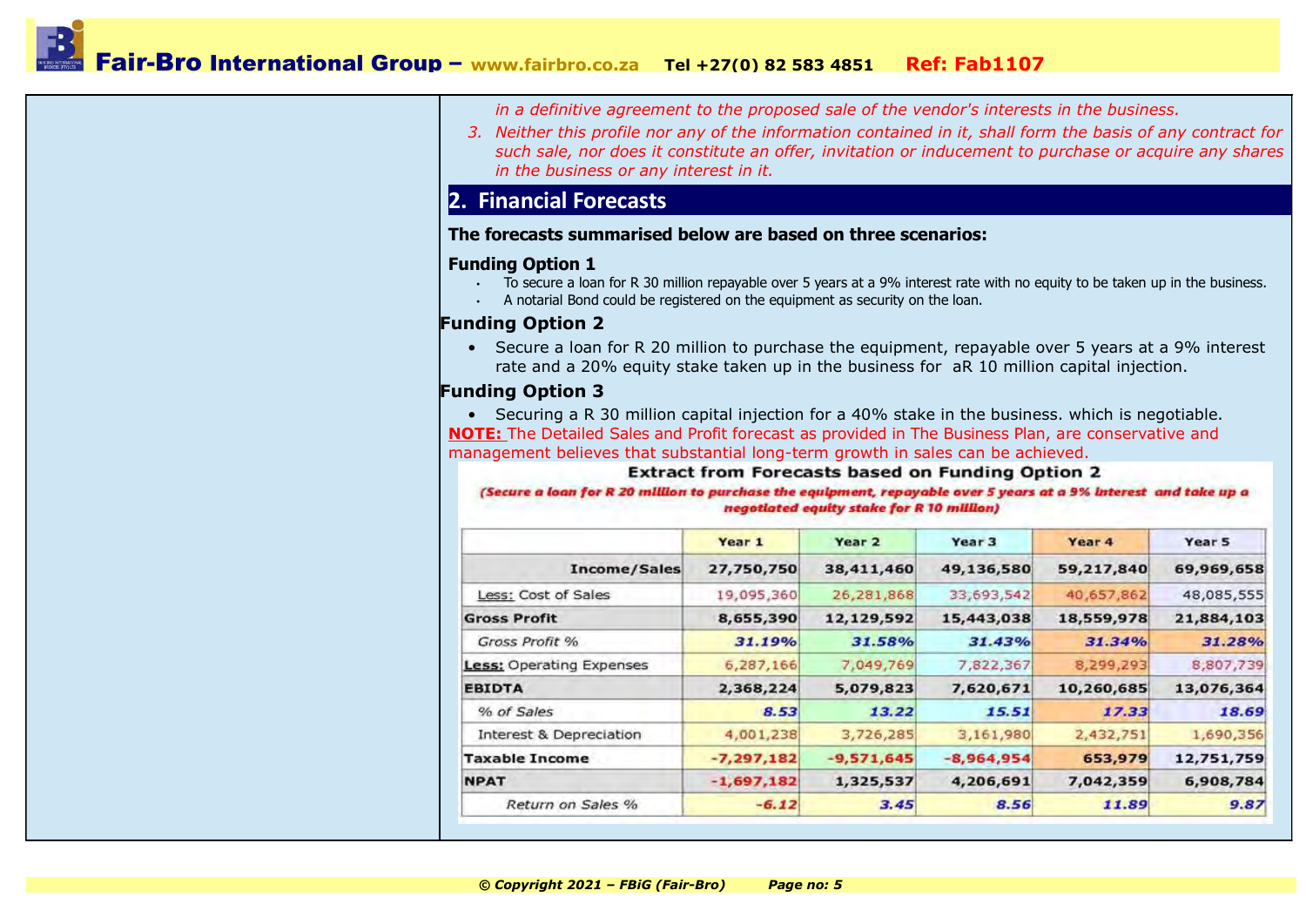*in a definitive agreement to the proposed sale of the vendor's interests in the business.*

3. *Neither this profile nor any of the information contained in it, shall form the basis of any contract for such sale, nor does it constitute an offer, invitation or inducement to purchase or acquire any shares in the business or any interest in it.*

## 2. Financial Forecasts

**The forecasts summarised below are based on three scenarios:**

### Funding Option 1

- To secure a loan for R 30 million repayable over 5 years at a 9% interest rate with no equity to be taken up in the business.
- A notarial Bond could be registered on the equipment as security on the loan.

### Funding Option 2

- Secure a loan for R 20 million to purchase the equipment, repayable over 5 years at a 9% interest rate and a 20% equity stake taken up in the business for aR 10 million capital injection.

### Funding Option 3

- Securing a R 30 million capital injection for a 40% stake in the business. which is negotiable.

**NOTE:** The Detailed Sales and Profit forecast as provided in The Business Plan, are conservative and management believes that substantial long-term growth in sales can be achieved.

**Extract from Forecasts based on Funding Option 2**

*(Secure a loan for R 20 million to purchase the equipment, repayable over 5 years at a 9% interest and take up a negotiated equity stake for R 10 million)*

| | Year 1 | Year 2 | Year 3 | Year 4 | Year 5 |
|---|---|---|---|---|---|
| **Income/Sales** | **27,750,750** | **38,411,460** | **49,136,580** | **59,217,840** | **69,969,658** |
| Less: Cost of Sales | 19,095,360 | 26,281,868 | 33,693,542 | 40,657,862 | 48,085,555 |
| **Gross Profit** | **8,655,390** | **12,129,592** | **15,443,038** | **18,559,978** | **21,884,103** |
| *Gross Profit %* | *31.19%* | *31.58%* | *31.43%* | *31.34%* | *31.28%* |
| **Less:** Operating Expenses | 6,287,166 | 7,049,769 | 7,822,367 | 8,299,293 | 8,807,739 |
| **EBIDTA** | **2,368,224** | **5,079,823** | **7,620,671** | **10,260,685** | **13,076,364** |
| *% of Sales* | *8.53* | *13.22* | *15.51* | *17.33* | *18.69* |
| Interest & Depreciation | 4,001,238 | 3,726,285 | 3,161,980 | 2,432,751 | 1,690,356 |
| **Taxable Income** | **-7,297,182** | **-9,571,645** | **-8,964,954** | **653,979** | **12,751,759** |
| **NPAT** | **-1,697,182** | **1,325,537** | **4,206,691** | **7,042,359** | **6,908,784** |
| *Return on Sales %* | *-6.12* | *3.45* | *8.56* | *11.89* | *9.87* |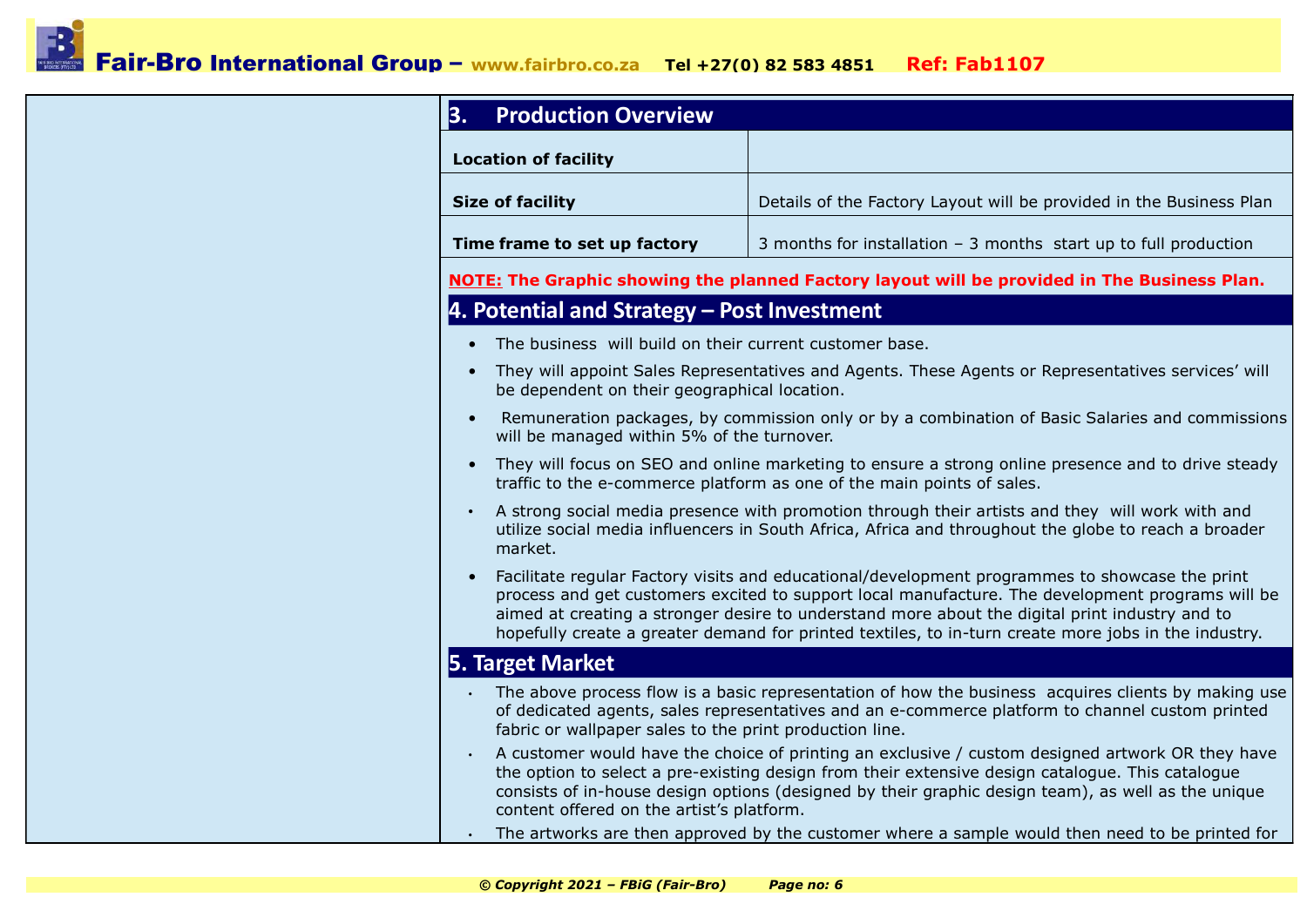## 3. Production Overview

| | |
|---|---|
| **Location of facility** | |
| **Size of facility** | Details of the Factory Layout will be provided in the Business Plan |
| **Time frame to set up factory** | 3 months for installation – 3 months start up to full production |

**NOTE: The Graphic showing the planned Factory layout will be provided in The Business Plan.**

## 4. Potential and Strategy – Post Investment

- The business will build on their current customer base.
- They will appoint Sales Representatives and Agents. These Agents or Representatives services' will be dependent on their geographical location.
- Remuneration packages, by commission only or by a combination of Basic Salaries and commissions will be managed within 5% of the turnover.
- They will focus on SEO and online marketing to ensure a strong online presence and to drive steady traffic to the e-commerce platform as one of the main points of sales.
- A strong social media presence with promotion through their artists and they will work with and utilize social media influencers in South Africa, Africa and throughout the globe to reach a broader market.
- Facilitate regular Factory visits and educational/development programmes to showcase the print process and get customers excited to support local manufacture. The development programs will be aimed at creating a stronger desire to understand more about the digital print industry and to hopefully create a greater demand for printed textiles, to in-turn create more jobs in the industry.

## 5. Target Market

- The above process flow is a basic representation of how the business acquires clients by making use of dedicated agents, sales representatives and an e-commerce platform to channel custom printed fabric or wallpaper sales to the print production line.
- A customer would have the choice of printing an exclusive / custom designed artwork OR they have the option to select a pre-existing design from their extensive design catalogue. This catalogue consists of in-house design options (designed by their graphic design team), as well as the unique content offered on the artist's platform.
- The artworks are then approved by the customer where a sample would then need to be printed for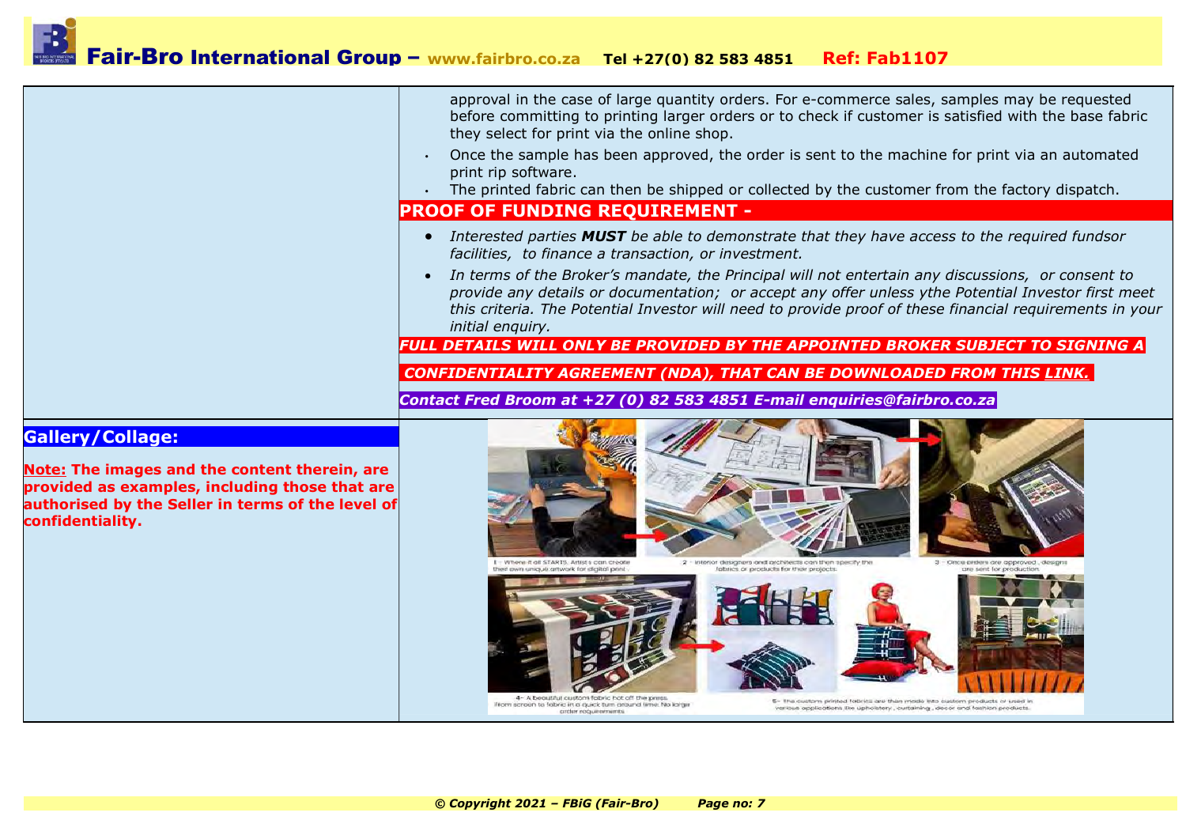approval in the case of large quantity orders. For e-commerce sales, samples may be requested before committing to printing larger orders or to check if customer is satisfied with the base fabric they select for print via the online shop.

- Once the sample has been approved, the order is sent to the machine for print via an automated print rip software.
- The printed fabric can then be shipped or collected by the customer from the factory dispatch.

## PROOF OF FUNDING REQUIREMENT -

- *Interested parties **MUST** be able to demonstrate that they have access to the required fundsor facilities, to finance a transaction, or investment.*
- *In terms of the Broker's mandate, the Principal will not entertain any discussions, or consent to provide any details or documentation; or accept any offer unless ythe Potential Investor first meet this criteria. The Potential Investor will need to provide proof of these financial requirements in your initial enquiry.*

***FULL DETAILS WILL ONLY BE PROVIDED BY THE APPOINTED BROKER SUBJECT TO SIGNING A CONFIDENTIALITY AGREEMENT (NDA), THAT CAN BE DOWNLOADED FROM THIS LINK.***

***Contact Fred Broom at +27 (0) 82 583 4851 E-mail enquiries@fairbro.co.za***

## Gallery/Collage:

**Note: The images and the content therein, are provided as examples, including those that are authorised by the Seller in terms of the level of confidentiality.**

1 - Where it all STARTS. Artists can create their own unique artwork for digital print.

2 - Interior designers and architects can then specify the fabrics or products for their projects.

3 - Once orders are approved, designs are sent for production.

4 - A beautiful custom fabric hot off the press. From screen to fabric in a quick turn around time. No large order requirements.

5 - The custom printed fabrics are then made into custom products or used in various applications like upholstery, curtaining, decor and fashion products.